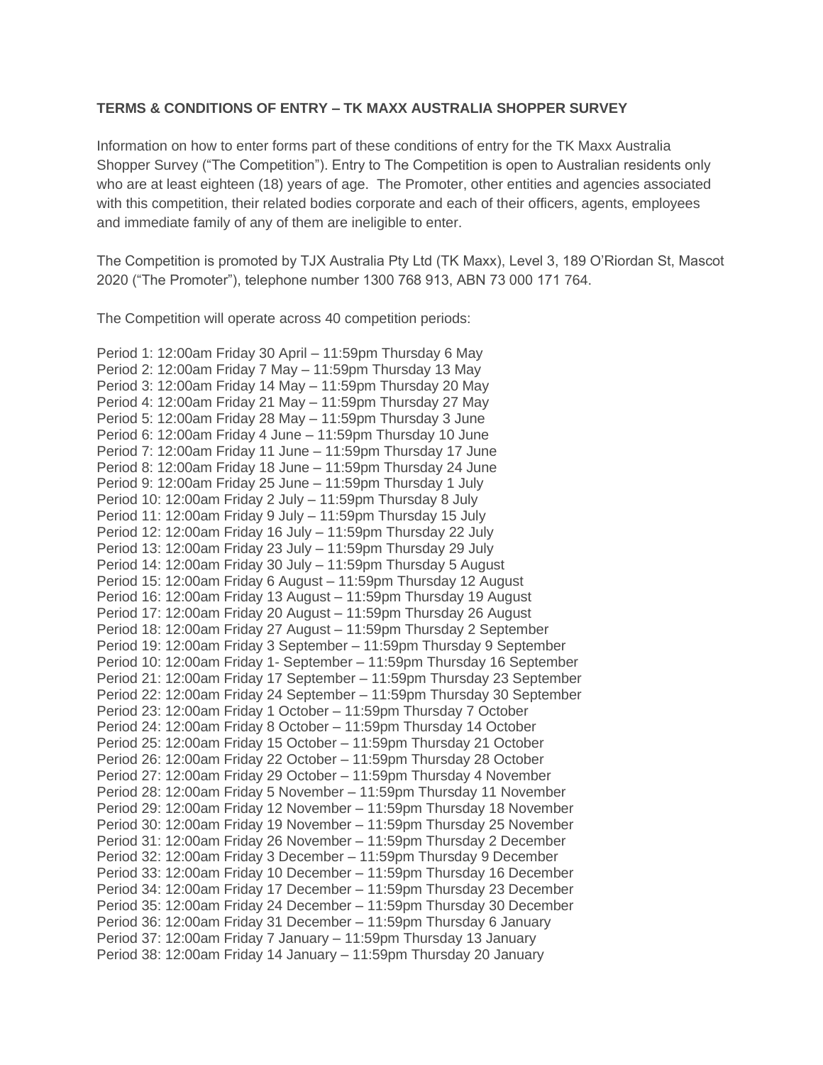**TERMS & CONDITIONS OF ENTRY – TK MAXX AUSTRALIA SHOPPER SURVEY**

Information on how to enter forms part of these conditions of entry for the TK Maxx Australia Shopper Survey ("The Competition"). Entry to The Competition is open to Australian residents only who are at least eighteen (18) years of age. The Promoter, other entities and agencies associated with this competition, their related bodies corporate and each of their officers, agents, employees and immediate family of any of them are ineligible to enter.

The Competition is promoted by TJX Australia Pty Ltd (TK Maxx), Level 3, 189 O'Riordan St, Mascot 2020 ("The Promoter"), telephone number 1300 768 913, ABN 73 000 171 764.

The Competition will operate across 40 competition periods:

Period 1: 12:00am Friday 30 April – 11:59pm Thursday 6 May
Period 2: 12:00am Friday 7 May – 11:59pm Thursday 13 May
Period 3: 12:00am Friday 14 May – 11:59pm Thursday 20 May
Period 4: 12:00am Friday 21 May – 11:59pm Thursday 27 May
Period 5: 12:00am Friday 28 May – 11:59pm Thursday 3 June
Period 6: 12:00am Friday 4 June – 11:59pm Thursday 10 June
Period 7: 12:00am Friday 11 June – 11:59pm Thursday 17 June
Period 8: 12:00am Friday 18 June – 11:59pm Thursday 24 June
Period 9: 12:00am Friday 25 June – 11:59pm Thursday 1 July
Period 10: 12:00am Friday 2 July – 11:59pm Thursday 8 July
Period 11: 12:00am Friday 9 July – 11:59pm Thursday 15 July
Period 12: 12:00am Friday 16 July – 11:59pm Thursday 22 July
Period 13: 12:00am Friday 23 July – 11:59pm Thursday 29 July
Period 14: 12:00am Friday 30 July – 11:59pm Thursday 5 August
Period 15: 12:00am Friday 6 August – 11:59pm Thursday 12 August
Period 16: 12:00am Friday 13 August – 11:59pm Thursday 19 August
Period 17: 12:00am Friday 20 August – 11:59pm Thursday 26 August
Period 18: 12:00am Friday 27 August – 11:59pm Thursday 2 September
Period 19: 12:00am Friday 3 September – 11:59pm Thursday 9 September
Period 10: 12:00am Friday 1- September – 11:59pm Thursday 16 September
Period 21: 12:00am Friday 17 September – 11:59pm Thursday 23 September
Period 22: 12:00am Friday 24 September – 11:59pm Thursday 30 September
Period 23: 12:00am Friday 1 October – 11:59pm Thursday 7 October
Period 24: 12:00am Friday 8 October – 11:59pm Thursday 14 October
Period 25: 12:00am Friday 15 October – 11:59pm Thursday 21 October
Period 26: 12:00am Friday 22 October – 11:59pm Thursday 28 October
Period 27: 12:00am Friday 29 October – 11:59pm Thursday 4 November
Period 28: 12:00am Friday 5 November – 11:59pm Thursday 11 November
Period 29: 12:00am Friday 12 November – 11:59pm Thursday 18 November
Period 30: 12:00am Friday 19 November – 11:59pm Thursday 25 November
Period 31: 12:00am Friday 26 November – 11:59pm Thursday 2 December
Period 32: 12:00am Friday 3 December – 11:59pm Thursday 9 December
Period 33: 12:00am Friday 10 December – 11:59pm Thursday 16 December
Period 34: 12:00am Friday 17 December – 11:59pm Thursday 23 December
Period 35: 12:00am Friday 24 December – 11:59pm Thursday 30 December
Period 36: 12:00am Friday 31 December – 11:59pm Thursday 6 January
Period 37: 12:00am Friday 7 January – 11:59pm Thursday 13 January
Period 38: 12:00am Friday 14 January – 11:59pm Thursday 20 January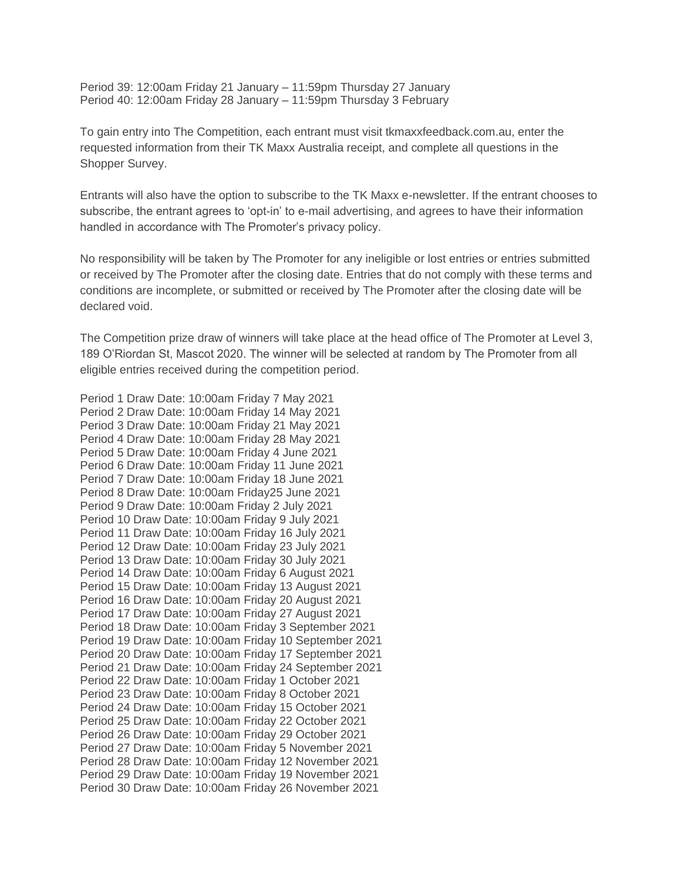Period 39: 12:00am Friday 21 January – 11:59pm Thursday 27 January
Period 40: 12:00am Friday 28 January – 11:59pm Thursday 3 February

To gain entry into The Competition, each entrant must visit tkmaxxfeedback.com.au, enter the requested information from their TK Maxx Australia receipt, and complete all questions in the Shopper Survey.

Entrants will also have the option to subscribe to the TK Maxx e-newsletter. If the entrant chooses to subscribe, the entrant agrees to 'opt-in' to e-mail advertising, and agrees to have their information handled in accordance with The Promoter's privacy policy.

No responsibility will be taken by The Promoter for any ineligible or lost entries or entries submitted or received by The Promoter after the closing date. Entries that do not comply with these terms and conditions are incomplete, or submitted or received by The Promoter after the closing date will be declared void.

The Competition prize draw of winners will take place at the head office of The Promoter at Level 3, 189 O'Riordan St, Mascot 2020. The winner will be selected at random by The Promoter from all eligible entries received during the competition period.

Period 1 Draw Date: 10:00am Friday 7 May 2021
Period 2 Draw Date: 10:00am Friday 14 May 2021
Period 3 Draw Date: 10:00am Friday 21 May 2021
Period 4 Draw Date: 10:00am Friday 28 May 2021
Period 5 Draw Date: 10:00am Friday 4 June 2021
Period 6 Draw Date: 10:00am Friday 11 June 2021
Period 7 Draw Date: 10:00am Friday 18 June 2021
Period 8 Draw Date: 10:00am Friday25 June 2021
Period 9 Draw Date: 10:00am Friday 2 July 2021
Period 10 Draw Date: 10:00am Friday 9 July 2021
Period 11 Draw Date: 10:00am Friday 16 July 2021
Period 12 Draw Date: 10:00am Friday 23 July 2021
Period 13 Draw Date: 10:00am Friday 30 July 2021
Period 14 Draw Date: 10:00am Friday 6 August 2021
Period 15 Draw Date: 10:00am Friday 13 August 2021
Period 16 Draw Date: 10:00am Friday 20 August 2021
Period 17 Draw Date: 10:00am Friday 27 August 2021
Period 18 Draw Date: 10:00am Friday 3 September 2021
Period 19 Draw Date: 10:00am Friday 10 September 2021
Period 20 Draw Date: 10:00am Friday 17 September 2021
Period 21 Draw Date: 10:00am Friday 24 September 2021
Period 22 Draw Date: 10:00am Friday 1 October 2021
Period 23 Draw Date: 10:00am Friday 8 October 2021
Period 24 Draw Date: 10:00am Friday 15 October 2021
Period 25 Draw Date: 10:00am Friday 22 October 2021
Period 26 Draw Date: 10:00am Friday 29 October 2021
Period 27 Draw Date: 10:00am Friday 5 November 2021
Period 28 Draw Date: 10:00am Friday 12 November 2021
Period 29 Draw Date: 10:00am Friday 19 November 2021
Period 30 Draw Date: 10:00am Friday 26 November 2021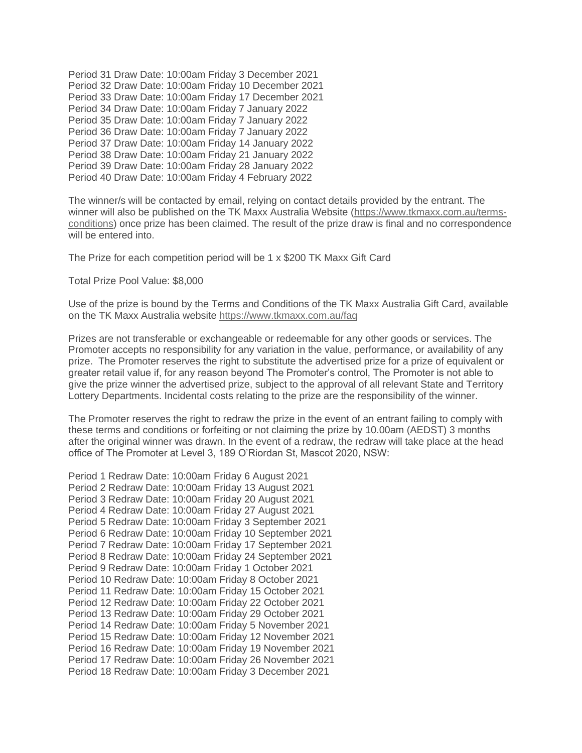Period 31 Draw Date: 10:00am Friday 3 December 2021
Period 32 Draw Date: 10:00am Friday 10 December 2021
Period 33 Draw Date: 10:00am Friday 17 December 2021
Period 34 Draw Date: 10:00am Friday 7 January 2022
Period 35 Draw Date: 10:00am Friday 7 January 2022
Period 36 Draw Date: 10:00am Friday 7 January 2022
Period 37 Draw Date: 10:00am Friday 14 January 2022
Period 38 Draw Date: 10:00am Friday 21 January 2022
Period 39 Draw Date: 10:00am Friday 28 January 2022
Period 40 Draw Date: 10:00am Friday 4 February 2022

The winner/s will be contacted by email, relying on contact details provided by the entrant. The winner will also be published on the TK Maxx Australia Website (https://www.tkmaxx.com.au/terms-conditions) once prize has been claimed. The result of the prize draw is final and no correspondence will be entered into.

The Prize for each competition period will be 1 x $200 TK Maxx Gift Card

Total Prize Pool Value: $8,000

Use of the prize is bound by the Terms and Conditions of the TK Maxx Australia Gift Card, available on the TK Maxx Australia website https://www.tkmaxx.com.au/faq

Prizes are not transferable or exchangeable or redeemable for any other goods or services. The Promoter accepts no responsibility for any variation in the value, performance, or availability of any prize. The Promoter reserves the right to substitute the advertised prize for a prize of equivalent or greater retail value if, for any reason beyond The Promoter's control, The Promoter is not able to give the prize winner the advertised prize, subject to the approval of all relevant State and Territory Lottery Departments. Incidental costs relating to the prize are the responsibility of the winner.

The Promoter reserves the right to redraw the prize in the event of an entrant failing to comply with these terms and conditions or forfeiting or not claiming the prize by 10.00am (AEDST) 3 months after the original winner was drawn. In the event of a redraw, the redraw will take place at the head office of The Promoter at Level 3, 189 O'Riordan St, Mascot 2020, NSW:

Period 1 Redraw Date: 10:00am Friday 6 August 2021
Period 2 Redraw Date: 10:00am Friday 13 August 2021
Period 3 Redraw Date: 10:00am Friday 20 August 2021
Period 4 Redraw Date: 10:00am Friday 27 August 2021
Period 5 Redraw Date: 10:00am Friday 3 September 2021
Period 6 Redraw Date: 10:00am Friday 10 September 2021
Period 7 Redraw Date: 10:00am Friday 17 September 2021
Period 8 Redraw Date: 10:00am Friday 24 September 2021
Period 9 Redraw Date: 10:00am Friday 1 October 2021
Period 10 Redraw Date: 10:00am Friday 8 October 2021
Period 11 Redraw Date: 10:00am Friday 15 October 2021
Period 12 Redraw Date: 10:00am Friday 22 October 2021
Period 13 Redraw Date: 10:00am Friday 29 October 2021
Period 14 Redraw Date: 10:00am Friday 5 November 2021
Period 15 Redraw Date: 10:00am Friday 12 November 2021
Period 16 Redraw Date: 10:00am Friday 19 November 2021
Period 17 Redraw Date: 10:00am Friday 26 November 2021
Period 18 Redraw Date: 10:00am Friday 3 December 2021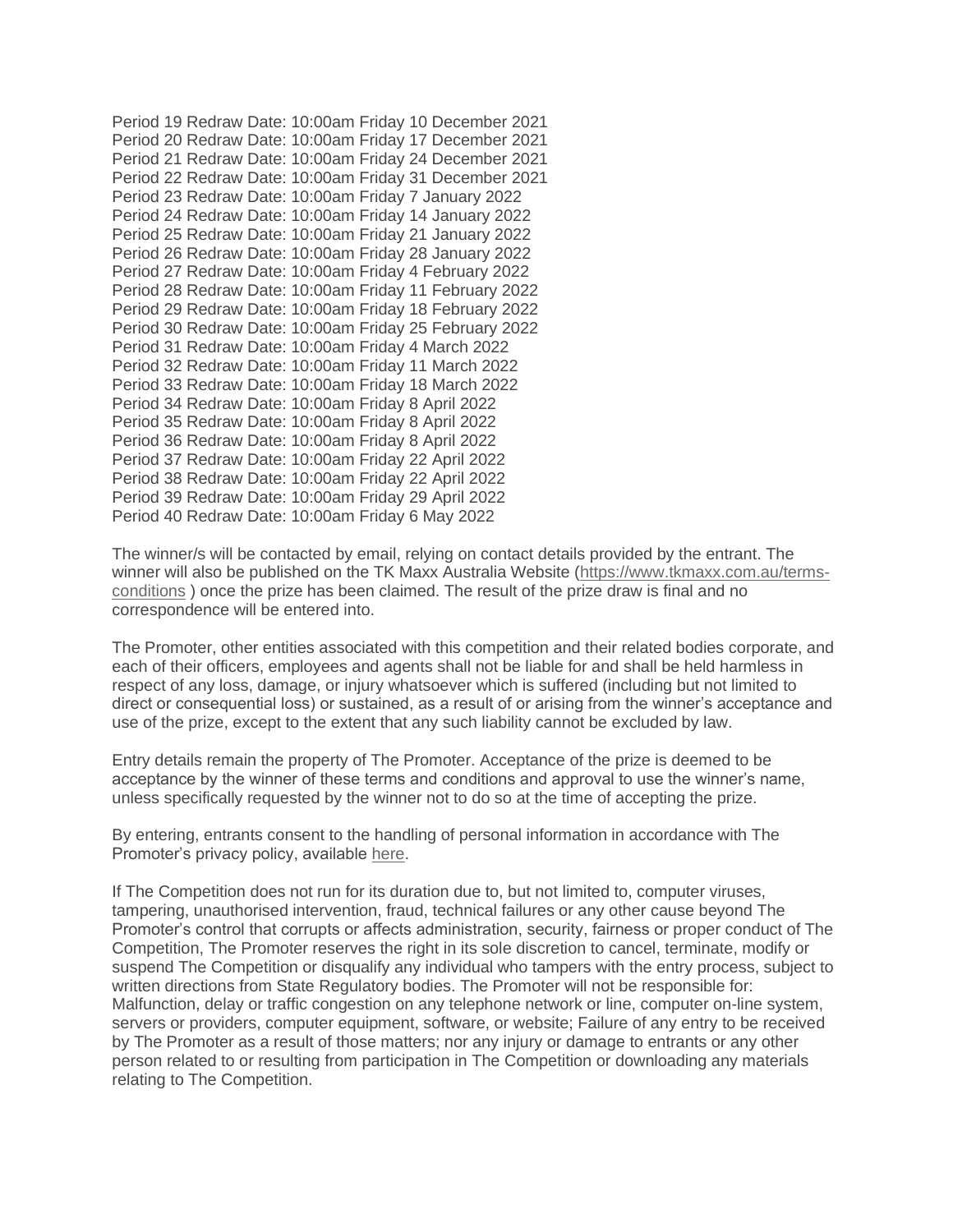Period 19 Redraw Date: 10:00am Friday 10 December 2021
Period 20 Redraw Date: 10:00am Friday 17 December 2021
Period 21 Redraw Date: 10:00am Friday 24 December 2021
Period 22 Redraw Date: 10:00am Friday 31 December 2021
Period 23 Redraw Date: 10:00am Friday 7 January 2022
Period 24 Redraw Date: 10:00am Friday 14 January 2022
Period 25 Redraw Date: 10:00am Friday 21 January 2022
Period 26 Redraw Date: 10:00am Friday 28 January 2022
Period 27 Redraw Date: 10:00am Friday 4 February 2022
Period 28 Redraw Date: 10:00am Friday 11 February 2022
Period 29 Redraw Date: 10:00am Friday 18 February 2022
Period 30 Redraw Date: 10:00am Friday 25 February 2022
Period 31 Redraw Date: 10:00am Friday 4 March 2022
Period 32 Redraw Date: 10:00am Friday 11 March 2022
Period 33 Redraw Date: 10:00am Friday 18 March 2022
Period 34 Redraw Date: 10:00am Friday 8 April 2022
Period 35 Redraw Date: 10:00am Friday 8 April 2022
Period 36 Redraw Date: 10:00am Friday 8 April 2022
Period 37 Redraw Date: 10:00am Friday 22 April 2022
Period 38 Redraw Date: 10:00am Friday 22 April 2022
Period 39 Redraw Date: 10:00am Friday 29 April 2022
Period 40 Redraw Date: 10:00am Friday 6 May 2022

The winner/s will be contacted by email, relying on contact details provided by the entrant. The winner will also be published on the TK Maxx Australia Website (https://www.tkmaxx.com.au/terms-conditions ) once the prize has been claimed. The result of the prize draw is final and no correspondence will be entered into.

The Promoter, other entities associated with this competition and their related bodies corporate, and each of their officers, employees and agents shall not be liable for and shall be held harmless in respect of any loss, damage, or injury whatsoever which is suffered (including but not limited to direct or consequential loss) or sustained, as a result of or arising from the winner's acceptance and use of the prize, except to the extent that any such liability cannot be excluded by law.

Entry details remain the property of The Promoter. Acceptance of the prize is deemed to be acceptance by the winner of these terms and conditions and approval to use the winner's name, unless specifically requested by the winner not to do so at the time of accepting the prize.

By entering, entrants consent to the handling of personal information in accordance with The Promoter's privacy policy, available here.

If The Competition does not run for its duration due to, but not limited to, computer viruses, tampering, unauthorised intervention, fraud, technical failures or any other cause beyond The Promoter's control that corrupts or affects administration, security, fairness or proper conduct of The Competition, The Promoter reserves the right in its sole discretion to cancel, terminate, modify or suspend The Competition or disqualify any individual who tampers with the entry process, subject to written directions from State Regulatory bodies. The Promoter will not be responsible for: Malfunction, delay or traffic congestion on any telephone network or line, computer on-line system, servers or providers, computer equipment, software, or website; Failure of any entry to be received by The Promoter as a result of those matters; nor any injury or damage to entrants or any other person related to or resulting from participation in The Competition or downloading any materials relating to The Competition.